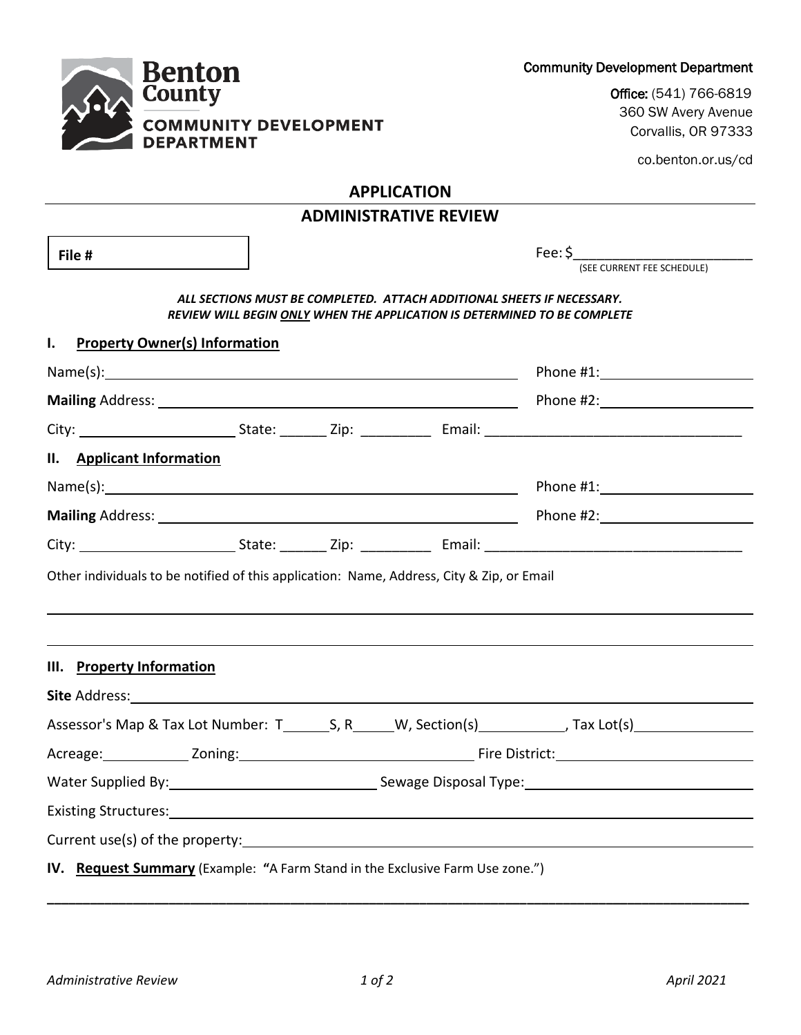Benton County

COMMUNITY DEVELOPMENT DEPARTMENT

Community Development Department

Office: (541) 766-6819
360 SW Avery Avenue
Corvallis, OR 97333

co.benton.or.us/cd

# APPLICATION

## ADMINISTRATIVE REVIEW

**File #**

Fee: $\_\_\_\_\_\_\_\_\_\_\_\_\_\_\_\_\_\_\_\_\_\_\_
(SEE CURRENT FEE SCHEDULE)

***ALL SECTIONS MUST BE COMPLETED. ATTACH ADDITIONAL SHEETS IF NECESSARY.***
***REVIEW WILL BEGIN ONLY WHEN THE APPLICATION IS DETERMINED TO BE COMPLETE***

### I. Property Owner(s) Information

Name(s): \_\_\_\_\_\_\_\_\_\_\_\_\_\_\_\_\_\_\_\_\_\_\_\_\_\_\_\_\_\_\_\_\_\_\_\_\_\_\_\_ Phone #1: \_\_\_\_\_\_\_\_\_\_\_\_\_\_\_\_\_\_

**Mailing** Address: \_\_\_\_\_\_\_\_\_\_\_\_\_\_\_\_\_\_\_\_\_\_\_\_\_\_\_\_\_\_\_\_\_\_\_\_\_\_ Phone #2: \_\_\_\_\_\_\_\_\_\_\_\_\_\_\_\_\_\_

City: \_\_\_\_\_\_\_\_\_\_\_\_\_\_\_\_\_\_ State: \_\_\_\_\_\_ Zip: \_\_\_\_\_\_\_\_\_ Email: \_\_\_\_\_\_\_\_\_\_\_\_\_\_\_\_\_\_\_\_\_\_\_\_\_\_\_\_\_\_\_\_\_

### II. Applicant Information

Name(s): \_\_\_\_\_\_\_\_\_\_\_\_\_\_\_\_\_\_\_\_\_\_\_\_\_\_\_\_\_\_\_\_\_\_\_\_\_\_\_\_ Phone #1: \_\_\_\_\_\_\_\_\_\_\_\_\_\_\_\_\_\_

**Mailing** Address: \_\_\_\_\_\_\_\_\_\_\_\_\_\_\_\_\_\_\_\_\_\_\_\_\_\_\_\_\_\_\_\_\_\_\_\_\_\_ Phone #2: \_\_\_\_\_\_\_\_\_\_\_\_\_\_\_\_\_\_

City: \_\_\_\_\_\_\_\_\_\_\_\_\_\_\_\_\_\_ State: \_\_\_\_\_\_ Zip: \_\_\_\_\_\_\_\_\_ Email: \_\_\_\_\_\_\_\_\_\_\_\_\_\_\_\_\_\_\_\_\_\_\_\_\_\_\_\_\_\_\_\_\_

Other individuals to be notified of this application: Name, Address, City & Zip, or Email

\_\_\_\_\_\_\_\_\_\_\_\_\_\_\_\_\_\_\_\_\_\_\_\_\_\_\_\_\_\_\_\_\_\_\_\_\_\_\_\_\_\_\_\_\_\_\_\_\_\_\_\_\_\_\_\_\_\_\_\_\_\_\_\_\_\_\_\_\_\_\_\_\_\_\_\_\_\_

\_\_\_\_\_\_\_\_\_\_\_\_\_\_\_\_\_\_\_\_\_\_\_\_\_\_\_\_\_\_\_\_\_\_\_\_\_\_\_\_\_\_\_\_\_\_\_\_\_\_\_\_\_\_\_\_\_\_\_\_\_\_\_\_\_\_\_\_\_\_\_\_\_\_\_\_\_\_

### III. Property Information

**Site** Address: \_\_\_\_\_\_\_\_\_\_\_\_\_\_\_\_\_\_\_\_\_\_\_\_\_\_\_\_\_\_\_\_\_\_\_\_\_\_\_\_\_\_\_\_\_\_\_\_\_\_\_\_\_\_\_\_\_\_\_\_\_\_\_\_\_

Assessor's Map & Tax Lot Number: T\_\_\_\_\_\_S, R\_\_\_\_\_W, Section(s)\_\_\_\_\_\_\_\_\_\_\_, Tax Lot(s)\_\_\_\_\_\_\_\_\_\_\_\_\_\_\_

Acreage: \_\_\_\_\_\_\_\_\_\_\_ Zoning: \_\_\_\_\_\_\_\_\_\_\_\_\_\_\_\_\_\_\_\_\_\_\_\_\_\_\_\_\_ Fire District: \_\_\_\_\_\_\_\_\_\_\_\_\_\_\_\_\_\_\_\_\_\_\_\_

Water Supplied By: \_\_\_\_\_\_\_\_\_\_\_\_\_\_\_\_\_\_\_\_\_\_\_\_\_\_ Sewage Disposal Type: \_\_\_\_\_\_\_\_\_\_\_\_\_\_\_\_\_\_\_\_\_\_\_\_\_\_\_

Existing Structures: \_\_\_\_\_\_\_\_\_\_\_\_\_\_\_\_\_\_\_\_\_\_\_\_\_\_\_\_\_\_\_\_\_\_\_\_\_\_\_\_\_\_\_\_\_\_\_\_\_\_\_\_\_\_\_\_\_\_\_\_\_\_\_

Current use(s) of the property: \_\_\_\_\_\_\_\_\_\_\_\_\_\_\_\_\_\_\_\_\_\_\_\_\_\_\_\_\_\_\_\_\_\_\_\_\_\_\_\_\_\_\_\_\_\_\_\_\_\_\_\_\_\_

### IV. Request Summary (Example: "A Farm Stand in the Exclusive Farm Use zone.")

\_\_\_\_\_\_\_\_\_\_\_\_\_\_\_\_\_\_\_\_\_\_\_\_\_\_\_\_\_\_\_\_\_\_\_\_\_\_\_\_\_\_\_\_\_\_\_\_\_\_\_\_\_\_\_\_\_\_\_\_\_\_\_\_\_\_\_\_\_\_\_\_\_\_\_\_\_\_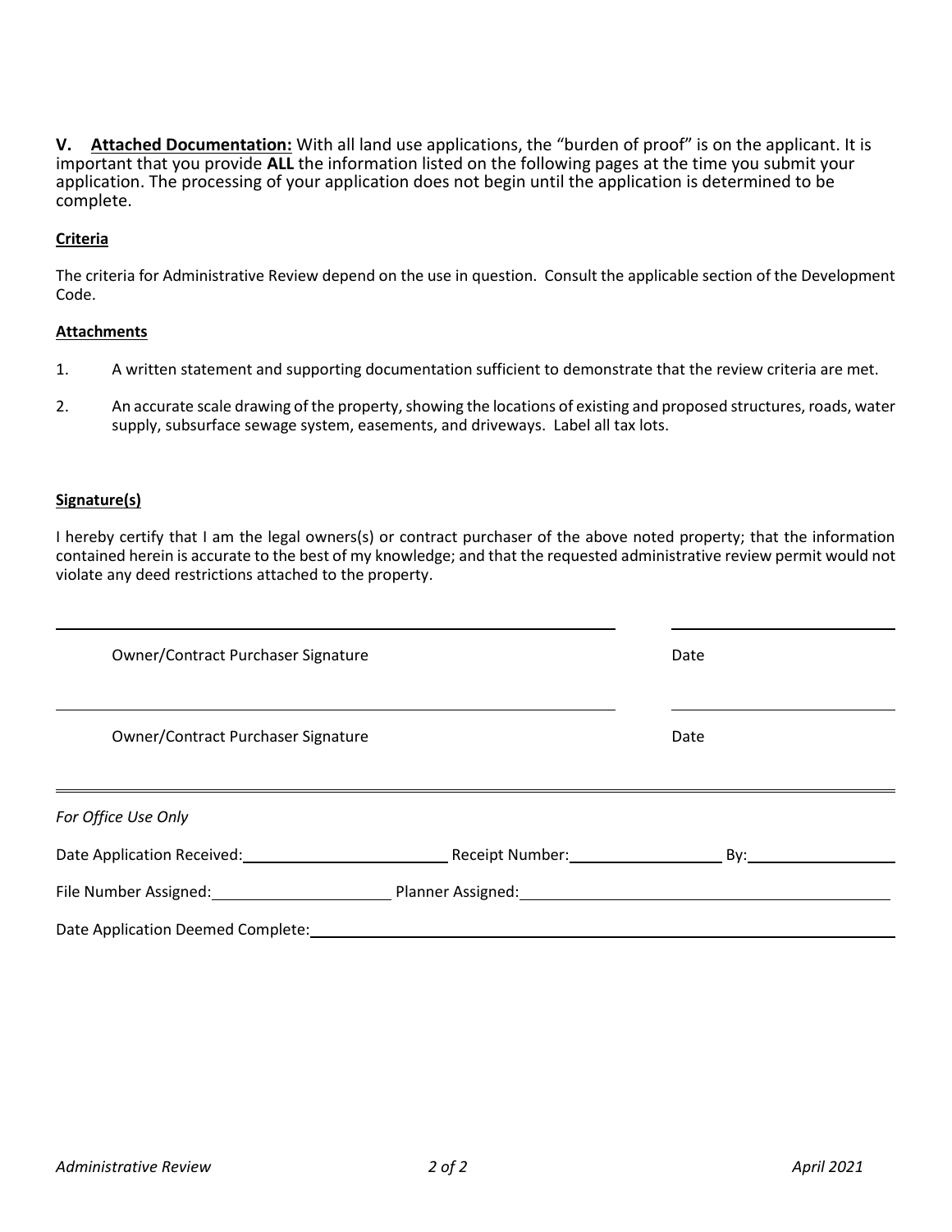**V. <u>Attached Documentation:</u>** With all land use applications, the "burden of proof" is on the applicant. It is important that you provide **ALL** the information listed on the following pages at the time you submit your application. The processing of your application does not begin until the application is determined to be complete.

**<u>Criteria</u>**

The criteria for Administrative Review depend on the use in question. Consult the applicable section of the Development Code.

**<u>Attachments</u>**

1. A written statement and supporting documentation sufficient to demonstrate that the review criteria are met.

2. An accurate scale drawing of the property, showing the locations of existing and proposed structures, roads, water supply, subsurface sewage system, easements, and driveways. Label all tax lots.

**<u>Signature(s)</u>**

I hereby certify that I am the legal owners(s) or contract purchaser of the above noted property; that the information contained herein is accurate to the best of my knowledge; and that the requested administrative review permit would not violate any deed restrictions attached to the property.

\_\_\_\_\_\_\_\_\_\_\_\_\_\_\_\_\_\_\_\_\_\_\_\_\_\_\_\_\_\_\_\_\_\_\_\_\_\_\_\_ \_\_\_\_\_\_\_\_\_\_\_\_\_\_\_\_\_\_\_\_

Owner/Contract Purchaser Signature Date

\_\_\_\_\_\_\_\_\_\_\_\_\_\_\_\_\_\_\_\_\_\_\_\_\_\_\_\_\_\_\_\_\_\_\_\_\_\_\_\_ \_\_\_\_\_\_\_\_\_\_\_\_\_\_\_\_\_\_\_\_

Owner/Contract Purchaser Signature Date

---

*For Office Use Only*

Date Application Received: \_\_\_\_\_\_\_\_\_\_\_\_\_\_\_\_\_\_ Receipt Number: \_\_\_\_\_\_\_\_\_\_\_\_\_\_ By: \_\_\_\_\_\_\_\_\_\_\_\_\_\_

File Number Assigned: \_\_\_\_\_\_\_\_\_\_\_\_\_\_\_\_ Planner Assigned: \_\_\_\_\_\_\_\_\_\_\_\_\_\_\_\_\_\_\_\_\_\_\_\_\_\_\_\_\_\_\_\_

Date Application Deemed Complete: \_\_\_\_\_\_\_\_\_\_\_\_\_\_\_\_\_\_\_\_\_\_\_\_\_\_\_\_\_\_\_\_\_\_\_\_\_\_\_\_\_\_\_\_\_\_\_\_\_\_\_\_